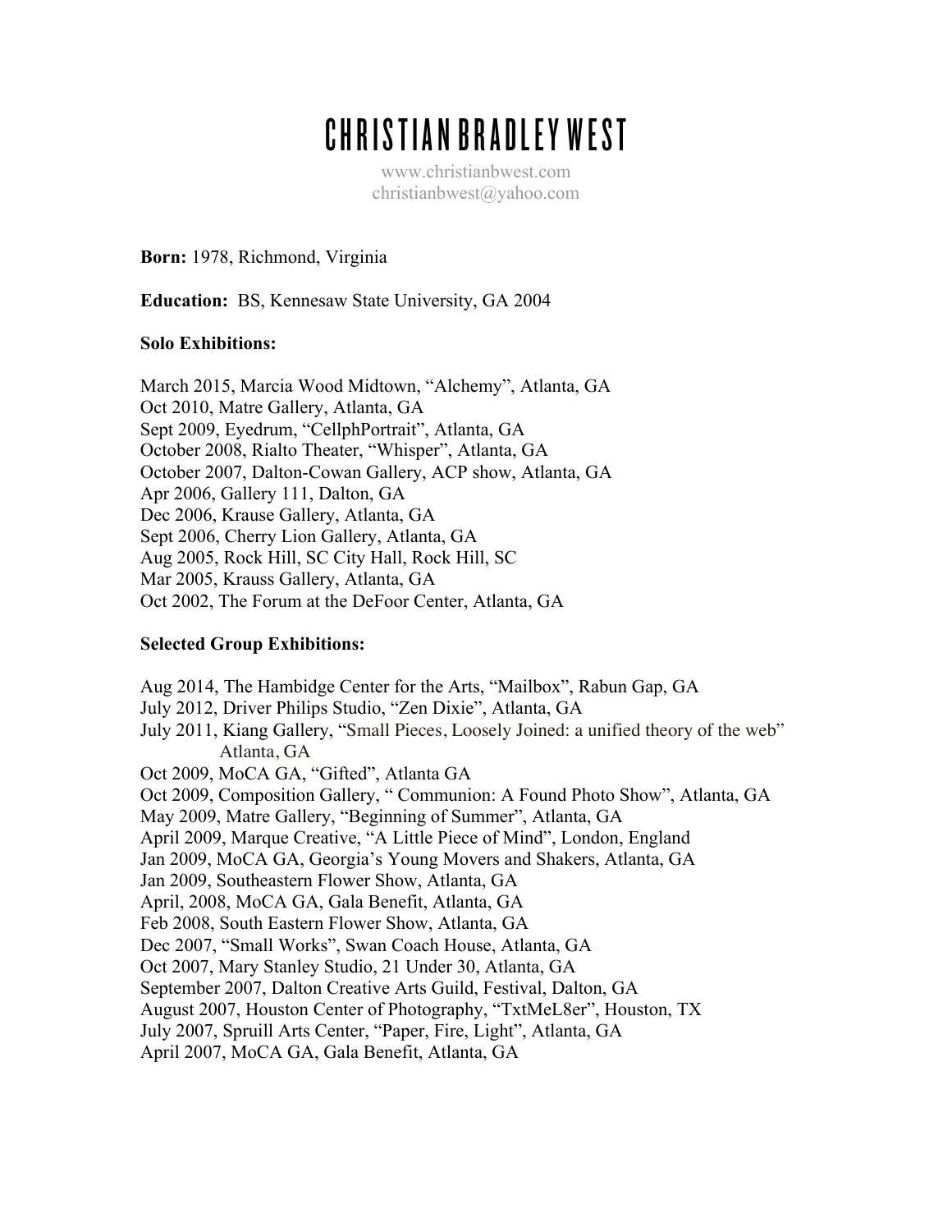// CHRISTIAN BRADLEY WEST

www.christianbwest.com
christianbwest@yahoo.com

**Born:** 1978, Richmond, Virginia

**Education:** BS, Kennesaw State University, GA 2004

**Solo Exhibitions:**

March 2015, Marcia Wood Midtown, “Alchemy”, Atlanta, GA
Oct 2010, Matre Gallery, Atlanta, GA
Sept 2009, Eyedrum, “CellphPortrait”, Atlanta, GA
October 2008, Rialto Theater, “Whisper”, Atlanta, GA
October 2007, Dalton-Cowan Gallery, ACP show, Atlanta, GA
Apr 2006, Gallery 111, Dalton, GA
Dec 2006, Krause Gallery, Atlanta, GA
Sept 2006, Cherry Lion Gallery, Atlanta, GA
Aug 2005, Rock Hill, SC City Hall, Rock Hill, SC
Mar 2005, Krauss Gallery, Atlanta, GA
Oct 2002, The Forum at the DeFoor Center, Atlanta, GA

**Selected Group Exhibitions:**

Aug 2014, The Hambidge Center for the Arts, “Mailbox”, Rabun Gap, GA
July 2012, Driver Philips Studio, “Zen Dixie”, Atlanta, GA
July 2011, Kiang Gallery, “Small Pieces, Loosely Joined: a unified theory of the web” Atlanta, GA
Oct 2009, MoCA GA, “Gifted”, Atlanta GA
Oct 2009, Composition Gallery, “ Communion: A Found Photo Show”, Atlanta, GA
May 2009, Matre Gallery, “Beginning of Summer”, Atlanta, GA
April 2009, Marque Creative, “A Little Piece of Mind”, London, England
Jan 2009, MoCA GA, Georgia’s Young Movers and Shakers, Atlanta, GA
Jan 2009, Southeastern Flower Show, Atlanta, GA
April, 2008, MoCA GA, Gala Benefit, Atlanta, GA
Feb 2008, South Eastern Flower Show, Atlanta, GA
Dec 2007, “Small Works”, Swan Coach House, Atlanta, GA
Oct 2007, Mary Stanley Studio, 21 Under 30, Atlanta, GA
September 2007, Dalton Creative Arts Guild, Festival, Dalton, GA
August 2007, Houston Center of Photography, “TxtMeL8er”, Houston, TX
July 2007, Spruill Arts Center, “Paper, Fire, Light”, Atlanta, GA
April 2007, MoCA GA, Gala Benefit, Atlanta, GA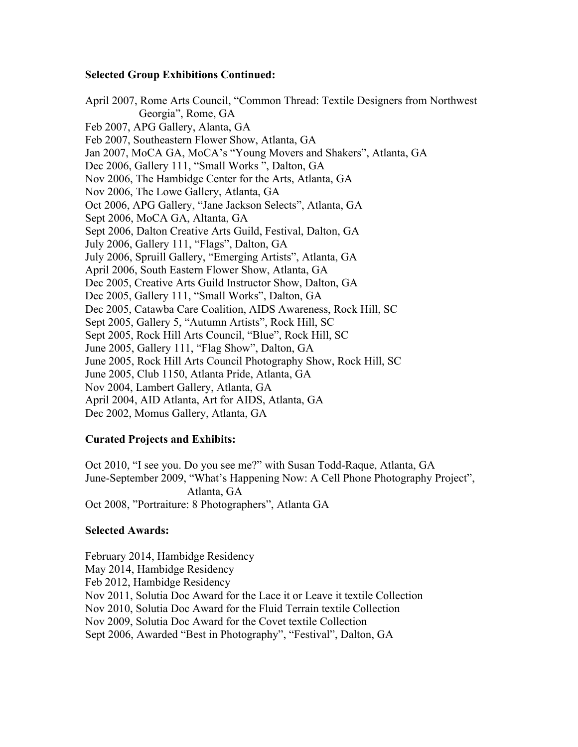**Selected Group Exhibitions Continued:**

April 2007, Rome Arts Council, “Common Thread: Textile Designers from Northwest Georgia”, Rome, GA
Feb 2007, APG Gallery, Alanta, GA
Feb 2007, Southeastern Flower Show, Atlanta, GA
Jan 2007, MoCA GA, MoCA’s “Young Movers and Shakers”, Atlanta, GA
Dec 2006, Gallery 111, “Small Works ”, Dalton, GA
Nov 2006, The Hambidge Center for the Arts, Atlanta, GA
Nov 2006, The Lowe Gallery, Atlanta, GA
Oct 2006, APG Gallery, “Jane Jackson Selects”, Atlanta, GA
Sept 2006, MoCA GA, Altanta, GA
Sept 2006, Dalton Creative Arts Guild, Festival, Dalton, GA
July 2006, Gallery 111, “Flags”, Dalton, GA
July 2006, Spruill Gallery, “Emerging Artists”, Atlanta, GA
April 2006, South Eastern Flower Show, Atlanta, GA
Dec 2005, Creative Arts Guild Instructor Show, Dalton, GA
Dec 2005, Gallery 111, “Small Works”, Dalton, GA
Dec 2005, Catawba Care Coalition, AIDS Awareness, Rock Hill, SC
Sept 2005, Gallery 5, “Autumn Artists”, Rock Hill, SC
Sept 2005, Rock Hill Arts Council, “Blue”, Rock Hill, SC
June 2005, Gallery 111, “Flag Show”, Dalton, GA
June 2005, Rock Hill Arts Council Photography Show, Rock Hill, SC
June 2005, Club 1150, Atlanta Pride, Atlanta, GA
Nov 2004, Lambert Gallery, Atlanta, GA
April 2004, AID Atlanta, Art for AIDS, Atlanta, GA
Dec 2002, Momus Gallery, Atlanta, GA

**Curated Projects and Exhibits:**

Oct 2010, “I see you. Do you see me?” with Susan Todd-Raque, Atlanta, GA
June-September 2009, “What’s Happening Now: A Cell Phone Photography Project”, Atlanta, GA
Oct 2008, ”Portraiture: 8 Photographers”, Atlanta GA

**Selected Awards:**

February 2014, Hambidge Residency
May 2014, Hambidge Residency
Feb 2012, Hambidge Residency
Nov 2011, Solutia Doc Award for the Lace it or Leave it textile Collection
Nov 2010, Solutia Doc Award for the Fluid Terrain textile Collection
Nov 2009, Solutia Doc Award for the Covet textile Collection
Sept 2006, Awarded “Best in Photography”, “Festival”, Dalton, GA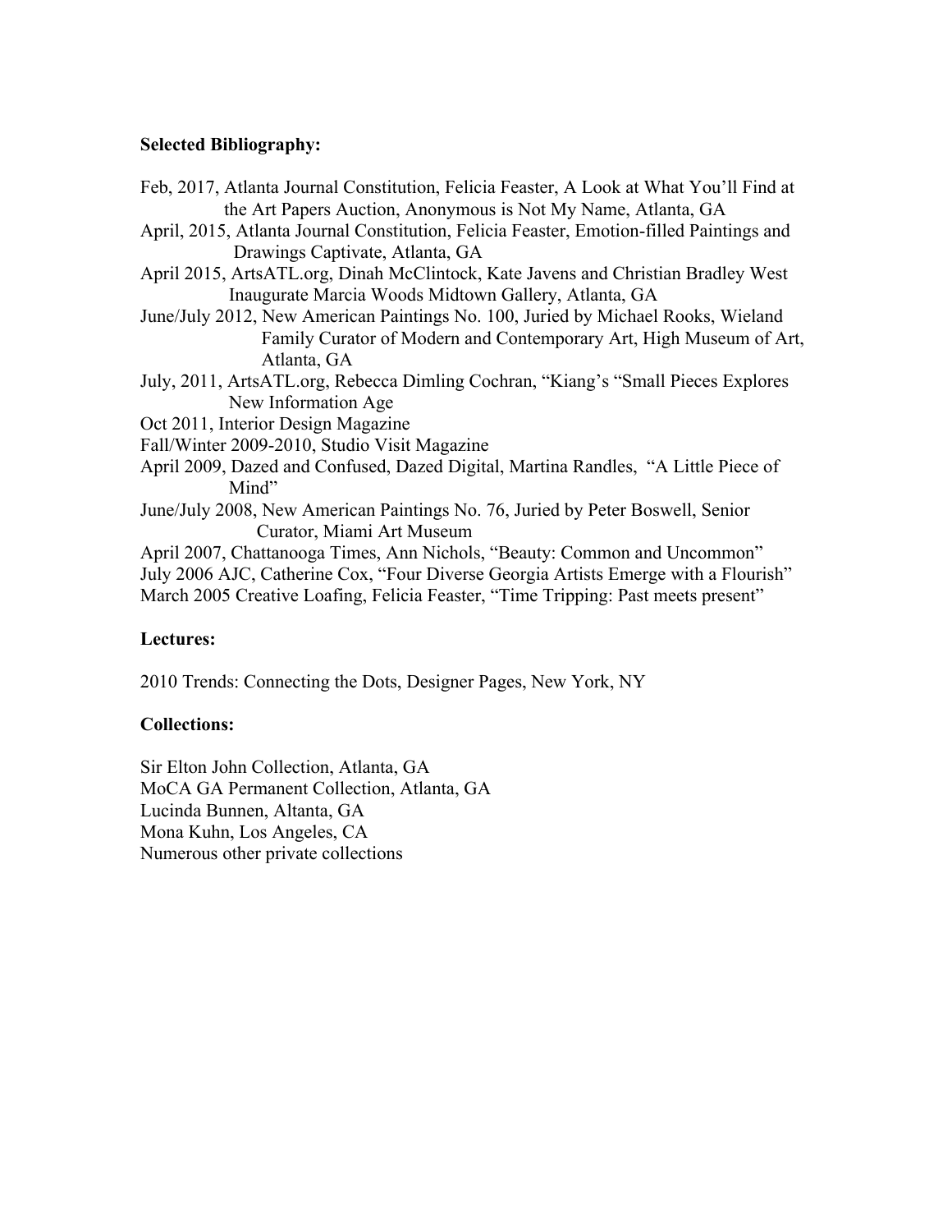**Selected Bibliography:**

Feb, 2017, Atlanta Journal Constitution, Felicia Feaster, A Look at What You'll Find at the Art Papers Auction, Anonymous is Not My Name, Atlanta, GA
April, 2015, Atlanta Journal Constitution, Felicia Feaster, Emotion-filled Paintings and Drawings Captivate, Atlanta, GA
April 2015, ArtsATL.org, Dinah McClintock, Kate Javens and Christian Bradley West Inaugurate Marcia Woods Midtown Gallery, Atlanta, GA
June/July 2012, New American Paintings No. 100, Juried by Michael Rooks, Wieland Family Curator of Modern and Contemporary Art, High Museum of Art, Atlanta, GA
July, 2011, ArtsATL.org, Rebecca Dimling Cochran, "Kiang's "Small Pieces Explores New Information Age
Oct 2011, Interior Design Magazine
Fall/Winter 2009-2010, Studio Visit Magazine
April 2009, Dazed and Confused, Dazed Digital, Martina Randles, "A Little Piece of Mind"
June/July 2008, New American Paintings No. 76, Juried by Peter Boswell, Senior Curator, Miami Art Museum
April 2007, Chattanooga Times, Ann Nichols, "Beauty: Common and Uncommon"
July 2006 AJC, Catherine Cox, "Four Diverse Georgia Artists Emerge with a Flourish"
March 2005 Creative Loafing, Felicia Feaster, "Time Tripping: Past meets present"

**Lectures:**

2010 Trends: Connecting the Dots, Designer Pages, New York, NY

**Collections:**

Sir Elton John Collection, Atlanta, GA
MoCA GA Permanent Collection, Atlanta, GA
Lucinda Bunnen, Altanta, GA
Mona Kuhn, Los Angeles, CA
Numerous other private collections